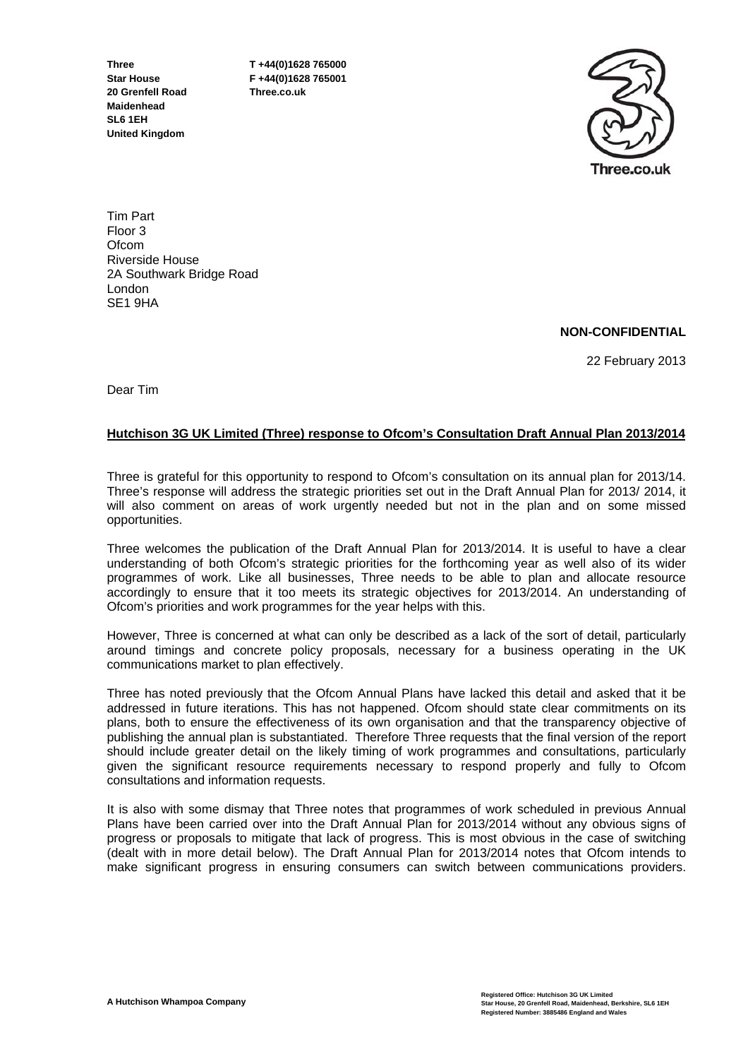**Three**
**Star House**
**20 Grenfell Road**
**Maidenhead**
**SL6 1EH**
**United Kingdom**

**T +44(0)1628 765000**
**F +44(0)1628 765001**
**Three.co.uk**

Tim Part
Floor 3
Ofcom
Riverside House
2A Southwark Bridge Road
London
SE1 9HA

**NON-CONFIDENTIAL**

22 February 2013

Dear Tim

**Hutchison 3G UK Limited (Three) response to Ofcom's Consultation Draft Annual Plan 2013/2014**

Three is grateful for this opportunity to respond to Ofcom's consultation on its annual plan for 2013/14. Three's response will address the strategic priorities set out in the Draft Annual Plan for 2013/ 2014, it will also comment on areas of work urgently needed but not in the plan and on some missed opportunities.

Three welcomes the publication of the Draft Annual Plan for 2013/2014. It is useful to have a clear understanding of both Ofcom's strategic priorities for the forthcoming year as well also of its wider programmes of work. Like all businesses, Three needs to be able to plan and allocate resource accordingly to ensure that it too meets its strategic objectives for 2013/2014. An understanding of Ofcom's priorities and work programmes for the year helps with this.

However, Three is concerned at what can only be described as a lack of the sort of detail, particularly around timings and concrete policy proposals, necessary for a business operating in the UK communications market to plan effectively.

Three has noted previously that the Ofcom Annual Plans have lacked this detail and asked that it be addressed in future iterations. This has not happened. Ofcom should state clear commitments on its plans, both to ensure the effectiveness of its own organisation and that the transparency objective of publishing the annual plan is substantiated. Therefore Three requests that the final version of the report should include greater detail on the likely timing of work programmes and consultations, particularly given the significant resource requirements necessary to respond properly and fully to Ofcom consultations and information requests.

It is also with some dismay that Three notes that programmes of work scheduled in previous Annual Plans have been carried over into the Draft Annual Plan for 2013/2014 without any obvious signs of progress or proposals to mitigate that lack of progress. This is most obvious in the case of switching (dealt with in more detail below). The Draft Annual Plan for 2013/2014 notes that Ofcom intends to make significant progress in ensuring consumers can switch between communications providers.

**A Hutchison Whampoa Company**

**Registered Office: Hutchison 3G UK Limited**
**Star House, 20 Grenfell Road, Maidenhead, Berkshire, SL6 1EH**
**Registered Number: 3885486 England and Wales**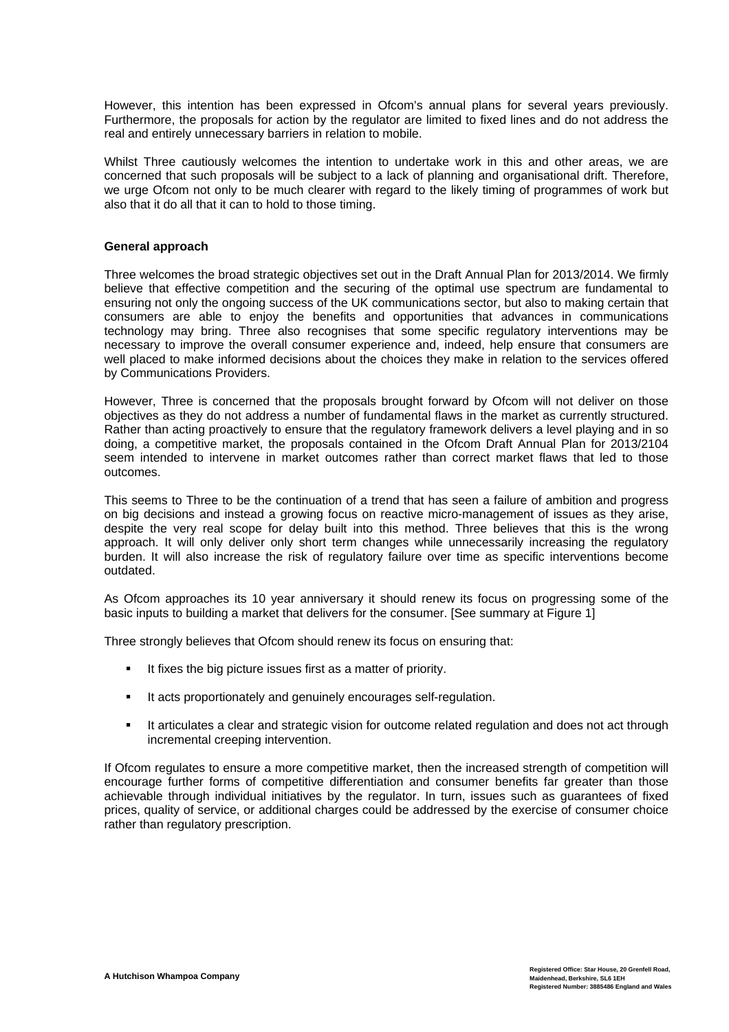However, this intention has been expressed in Ofcom's annual plans for several years previously. Furthermore, the proposals for action by the regulator are limited to fixed lines and do not address the real and entirely unnecessary barriers in relation to mobile.

Whilst Three cautiously welcomes the intention to undertake work in this and other areas, we are concerned that such proposals will be subject to a lack of planning and organisational drift. Therefore, we urge Ofcom not only to be much clearer with regard to the likely timing of programmes of work but also that it do all that it can to hold to those timing.

**General approach**

Three welcomes the broad strategic objectives set out in the Draft Annual Plan for 2013/2014. We firmly believe that effective competition and the securing of the optimal use spectrum are fundamental to ensuring not only the ongoing success of the UK communications sector, but also to making certain that consumers are able to enjoy the benefits and opportunities that advances in communications technology may bring. Three also recognises that some specific regulatory interventions may be necessary to improve the overall consumer experience and, indeed, help ensure that consumers are well placed to make informed decisions about the choices they make in relation to the services offered by Communications Providers.

However, Three is concerned that the proposals brought forward by Ofcom will not deliver on those objectives as they do not address a number of fundamental flaws in the market as currently structured. Rather than acting proactively to ensure that the regulatory framework delivers a level playing and in so doing, a competitive market, the proposals contained in the Ofcom Draft Annual Plan for 2013/2104 seem intended to intervene in market outcomes rather than correct market flaws that led to those outcomes.

This seems to Three to be the continuation of a trend that has seen a failure of ambition and progress on big decisions and instead a growing focus on reactive micro-management of issues as they arise, despite the very real scope for delay built into this method. Three believes that this is the wrong approach. It will only deliver only short term changes while unnecessarily increasing the regulatory burden. It will also increase the risk of regulatory failure over time as specific interventions become outdated.

As Ofcom approaches its 10 year anniversary it should renew its focus on progressing some of the basic inputs to building a market that delivers for the consumer. [See summary at Figure 1]

Three strongly believes that Ofcom should renew its focus on ensuring that:

- It fixes the big picture issues first as a matter of priority.
- It acts proportionately and genuinely encourages self-regulation.
- It articulates a clear and strategic vision for outcome related regulation and does not act through incremental creeping intervention.

If Ofcom regulates to ensure a more competitive market, then the increased strength of competition will encourage further forms of competitive differentiation and consumer benefits far greater than those achievable through individual initiatives by the regulator. In turn, issues such as guarantees of fixed prices, quality of service, or additional charges could be addressed by the exercise of consumer choice rather than regulatory prescription.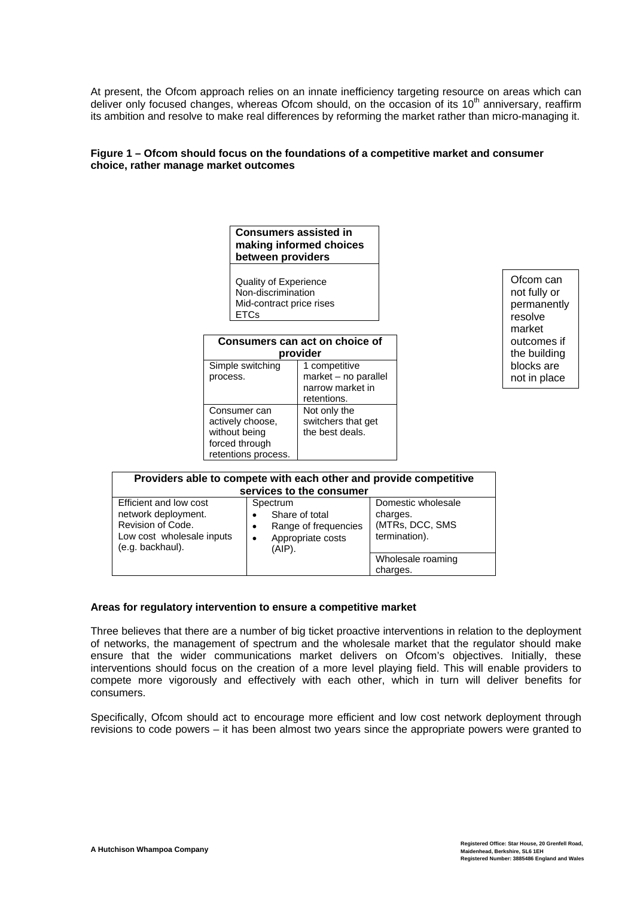At present, the Ofcom approach relies on an innate inefficiency targeting resource on areas which can deliver only focused changes, whereas Ofcom should, on the occasion of its 10th anniversary, reaffirm its ambition and resolve to make real differences by reforming the market rather than micro-managing it.

**Figure 1 – Ofcom should focus on the foundations of a competitive market and consumer choice, rather manage market outcomes**

| **Consumers assisted in making informed choices between providers** |
| --- |
| Quality of Experience<br>Non-discrimination<br>Mid-contract price rises<br>ETCs |

| **Consumers can act on choice of provider** | |
| --- | --- |
| Simple switching process. | 1 competitive market – no parallel narrow market in retentions. |
| Consumer can actively choose, without being forced through retentions process. | Not only the switchers that get the best deals. |

Ofcom can not fully or permanently resolve market outcomes if the building blocks are not in place

| **Providers able to compete with each other and provide competitive services to the consumer** | | |
| --- | --- | --- |
| Efficient and low cost network deployment.<br>Revision of Code.<br>Low cost wholesale inputs (e.g. backhaul). | Spectrum<br>• Share of total<br>• Range of frequencies<br>• Appropriate costs (AIP). | Domestic wholesale charges.<br>(MTRs, DCC, SMS termination).<br><br>Wholesale roaming charges. |

**Areas for regulatory intervention to ensure a competitive market**

Three believes that there are a number of big ticket proactive interventions in relation to the deployment of networks, the management of spectrum and the wholesale market that the regulator should make ensure that the wider communications market delivers on Ofcom's objectives. Initially, these interventions should focus on the creation of a more level playing field. This will enable providers to compete more vigorously and effectively with each other, which in turn will deliver benefits for consumers.

Specifically, Ofcom should act to encourage more efficient and low cost network deployment through revisions to code powers – it has been almost two years since the appropriate powers were granted to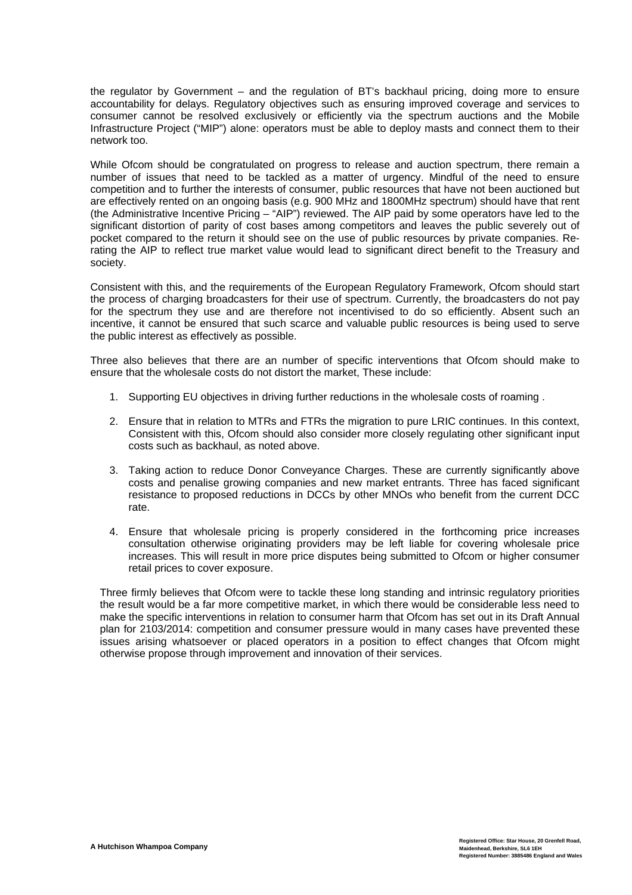the regulator by Government – and the regulation of BT's backhaul pricing, doing more to ensure accountability for delays. Regulatory objectives such as ensuring improved coverage and services to consumer cannot be resolved exclusively or efficiently via the spectrum auctions and the Mobile Infrastructure Project ("MIP") alone: operators must be able to deploy masts and connect them to their network too.

While Ofcom should be congratulated on progress to release and auction spectrum, there remain a number of issues that need to be tackled as a matter of urgency. Mindful of the need to ensure competition and to further the interests of consumer, public resources that have not been auctioned but are effectively rented on an ongoing basis (e.g. 900 MHz and 1800MHz spectrum) should have that rent (the Administrative Incentive Pricing – "AIP") reviewed. The AIP paid by some operators have led to the significant distortion of parity of cost bases among competitors and leaves the public severely out of pocket compared to the return it should see on the use of public resources by private companies. Re-rating the AIP to reflect true market value would lead to significant direct benefit to the Treasury and society.

Consistent with this, and the requirements of the European Regulatory Framework, Ofcom should start the process of charging broadcasters for their use of spectrum. Currently, the broadcasters do not pay for the spectrum they use and are therefore not incentivised to do so efficiently. Absent such an incentive, it cannot be ensured that such scarce and valuable public resources is being used to serve the public interest as effectively as possible.

Three also believes that there are an number of specific interventions that Ofcom should make to ensure that the wholesale costs do not distort the market, These include:

1. Supporting EU objectives in driving further reductions in the wholesale costs of roaming .

2. Ensure that in relation to MTRs and FTRs the migration to pure LRIC continues. In this context, Consistent with this, Ofcom should also consider more closely regulating other significant input costs such as backhaul, as noted above.

3. Taking action to reduce Donor Conveyance Charges. These are currently significantly above costs and penalise growing companies and new market entrants. Three has faced significant resistance to proposed reductions in DCCs by other MNOs who benefit from the current DCC rate.

4. Ensure that wholesale pricing is properly considered in the forthcoming price increases consultation otherwise originating providers may be left liable for covering wholesale price increases. This will result in more price disputes being submitted to Ofcom or higher consumer retail prices to cover exposure.

Three firmly believes that Ofcom were to tackle these long standing and intrinsic regulatory priorities the result would be a far more competitive market, in which there would be considerable less need to make the specific interventions in relation to consumer harm that Ofcom has set out in its Draft Annual plan for 2103/2014: competition and consumer pressure would in many cases have prevented these issues arising whatsoever or placed operators in a position to effect changes that Ofcom might otherwise propose through improvement and innovation of their services.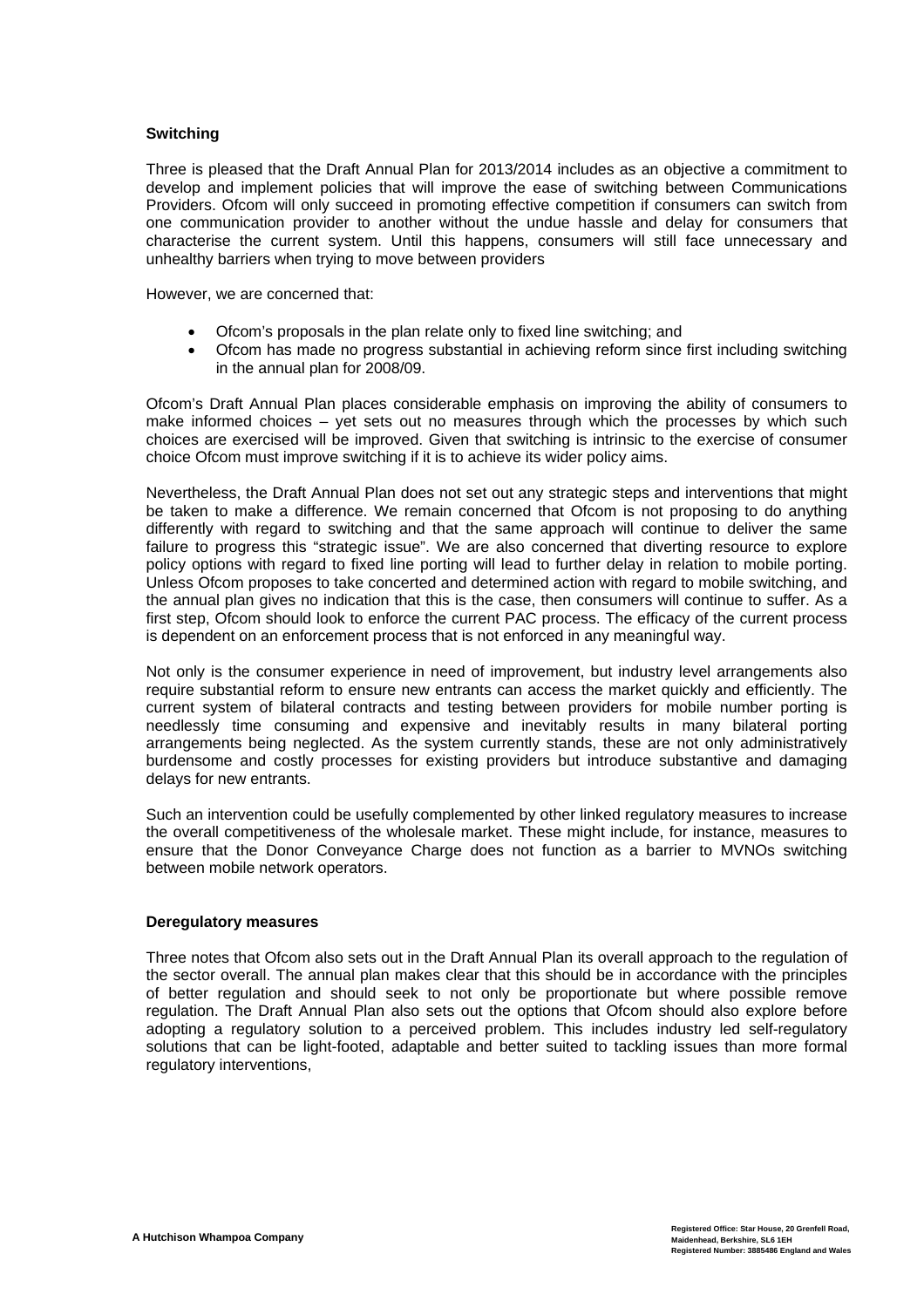**Switching**

Three is pleased that the Draft Annual Plan for 2013/2014 includes as an objective a commitment to develop and implement policies that will improve the ease of switching between Communications Providers. Ofcom will only succeed in promoting effective competition if consumers can switch from one communication provider to another without the undue hassle and delay for consumers that characterise the current system. Until this happens, consumers will still face unnecessary and unhealthy barriers when trying to move between providers

However, we are concerned that:

- Ofcom's proposals in the plan relate only to fixed line switching; and
- Ofcom has made no progress substantial in achieving reform since first including switching in the annual plan for 2008/09.

Ofcom's Draft Annual Plan places considerable emphasis on improving the ability of consumers to make informed choices – yet sets out no measures through which the processes by which such choices are exercised will be improved. Given that switching is intrinsic to the exercise of consumer choice Ofcom must improve switching if it is to achieve its wider policy aims.

Nevertheless, the Draft Annual Plan does not set out any strategic steps and interventions that might be taken to make a difference. We remain concerned that Ofcom is not proposing to do anything differently with regard to switching and that the same approach will continue to deliver the same failure to progress this "strategic issue". We are also concerned that diverting resource to explore policy options with regard to fixed line porting will lead to further delay in relation to mobile porting. Unless Ofcom proposes to take concerted and determined action with regard to mobile switching, and the annual plan gives no indication that this is the case, then consumers will continue to suffer. As a first step, Ofcom should look to enforce the current PAC process. The efficacy of the current process is dependent on an enforcement process that is not enforced in any meaningful way.

Not only is the consumer experience in need of improvement, but industry level arrangements also require substantial reform to ensure new entrants can access the market quickly and efficiently. The current system of bilateral contracts and testing between providers for mobile number porting is needlessly time consuming and expensive and inevitably results in many bilateral porting arrangements being neglected. As the system currently stands, these are not only administratively burdensome and costly processes for existing providers but introduce substantive and damaging delays for new entrants.

Such an intervention could be usefully complemented by other linked regulatory measures to increase the overall competitiveness of the wholesale market. These might include, for instance, measures to ensure that the Donor Conveyance Charge does not function as a barrier to MVNOs switching between mobile network operators.

**Deregulatory measures**

Three notes that Ofcom also sets out in the Draft Annual Plan its overall approach to the regulation of the sector overall. The annual plan makes clear that this should be in accordance with the principles of better regulation and should seek to not only be proportionate but where possible remove regulation. The Draft Annual Plan also sets out the options that Ofcom should also explore before adopting a regulatory solution to a perceived problem. This includes industry led self-regulatory solutions that can be light-footed, adaptable and better suited to tackling issues than more formal regulatory interventions,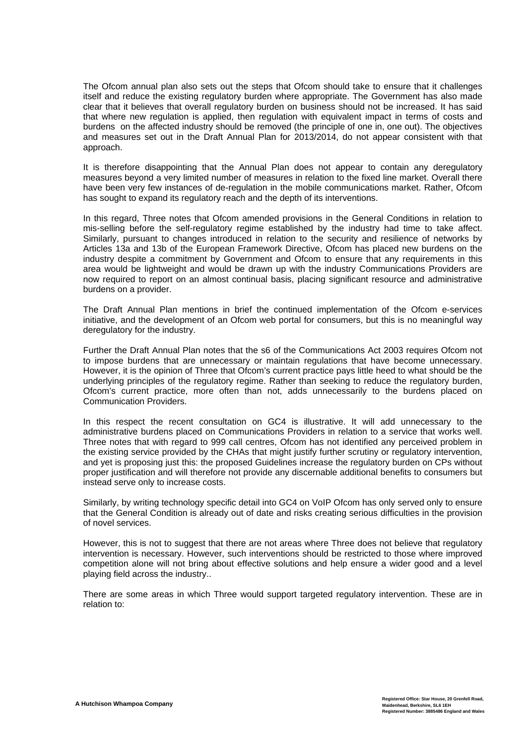The Ofcom annual plan also sets out the steps that Ofcom should take to ensure that it challenges itself and reduce the existing regulatory burden where appropriate. The Government has also made clear that it believes that overall regulatory burden on business should not be increased. It has said that where new regulation is applied, then regulation with equivalent impact in terms of costs and burdens on the affected industry should be removed (the principle of one in, one out). The objectives and measures set out in the Draft Annual Plan for 2013/2014, do not appear consistent with that approach.

It is therefore disappointing that the Annual Plan does not appear to contain any deregulatory measures beyond a very limited number of measures in relation to the fixed line market. Overall there have been very few instances of de-regulation in the mobile communications market. Rather, Ofcom has sought to expand its regulatory reach and the depth of its interventions.

In this regard, Three notes that Ofcom amended provisions in the General Conditions in relation to mis-selling before the self-regulatory regime established by the industry had time to take affect. Similarly, pursuant to changes introduced in relation to the security and resilience of networks by Articles 13a and 13b of the European Framework Directive, Ofcom has placed new burdens on the industry despite a commitment by Government and Ofcom to ensure that any requirements in this area would be lightweight and would be drawn up with the industry Communications Providers are now required to report on an almost continual basis, placing significant resource and administrative burdens on a provider.

The Draft Annual Plan mentions in brief the continued implementation of the Ofcom e-services initiative, and the development of an Ofcom web portal for consumers, but this is no meaningful way deregulatory for the industry.

Further the Draft Annual Plan notes that the s6 of the Communications Act 2003 requires Ofcom not to impose burdens that are unnecessary or maintain regulations that have become unnecessary. However, it is the opinion of Three that Ofcom's current practice pays little heed to what should be the underlying principles of the regulatory regime. Rather than seeking to reduce the regulatory burden, Ofcom's current practice, more often than not, adds unnecessarily to the burdens placed on Communication Providers.

In this respect the recent consultation on GC4 is illustrative. It will add unnecessary to the administrative burdens placed on Communications Providers in relation to a service that works well. Three notes that with regard to 999 call centres, Ofcom has not identified any perceived problem in the existing service provided by the CHAs that might justify further scrutiny or regulatory intervention, and yet is proposing just this: the proposed Guidelines increase the regulatory burden on CPs without proper justification and will therefore not provide any discernable additional benefits to consumers but instead serve only to increase costs.

Similarly, by writing technology specific detail into GC4 on VoIP Ofcom has only served only to ensure that the General Condition is already out of date and risks creating serious difficulties in the provision of novel services.

However, this is not to suggest that there are not areas where Three does not believe that regulatory intervention is necessary. However, such interventions should be restricted to those where improved competition alone will not bring about effective solutions and help ensure a wider good and a level playing field across the industry..

There are some areas in which Three would support targeted regulatory intervention. These are in relation to: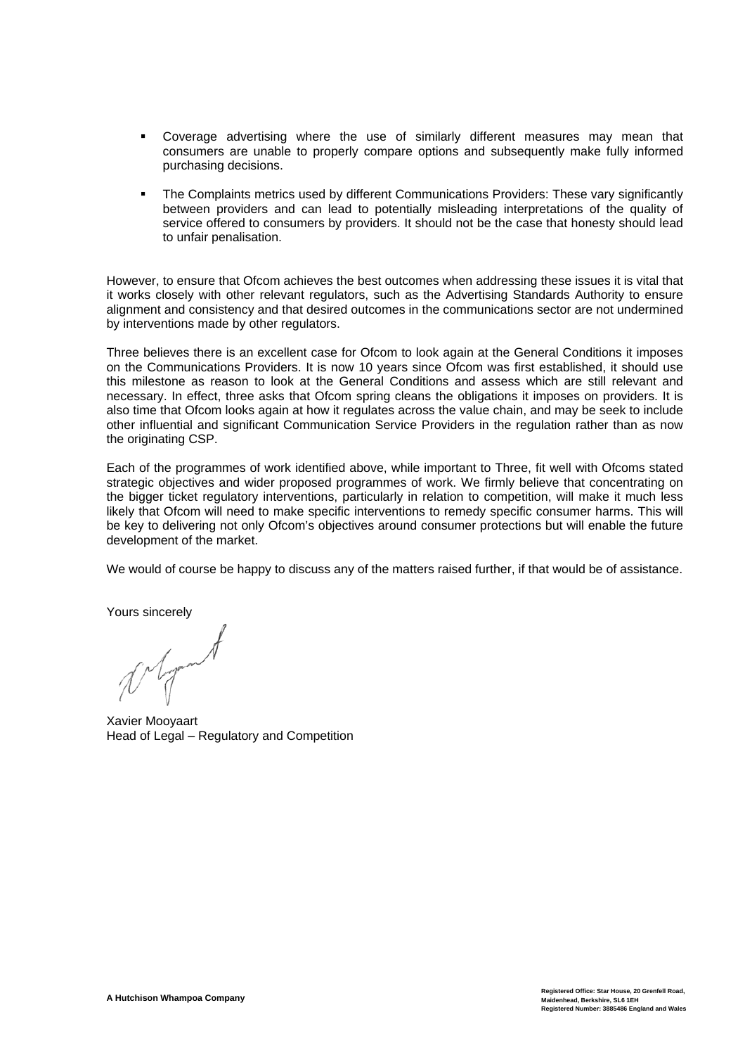- Coverage advertising where the use of similarly different measures may mean that consumers are unable to properly compare options and subsequently make fully informed purchasing decisions.

- The Complaints metrics used by different Communications Providers: These vary significantly between providers and can lead to potentially misleading interpretations of the quality of service offered to consumers by providers. It should not be the case that honesty should lead to unfair penalisation.

However, to ensure that Ofcom achieves the best outcomes when addressing these issues it is vital that it works closely with other relevant regulators, such as the Advertising Standards Authority to ensure alignment and consistency and that desired outcomes in the communications sector are not undermined by interventions made by other regulators.

Three believes there is an excellent case for Ofcom to look again at the General Conditions it imposes on the Communications Providers. It is now 10 years since Ofcom was first established, it should use this milestone as reason to look at the General Conditions and assess which are still relevant and necessary. In effect, three asks that Ofcom spring cleans the obligations it imposes on providers. It is also time that Ofcom looks again at how it regulates across the value chain, and may be seek to include other influential and significant Communication Service Providers in the regulation rather than as now the originating CSP.

Each of the programmes of work identified above, while important to Three, fit well with Ofcoms stated strategic objectives and wider proposed programmes of work. We firmly believe that concentrating on the bigger ticket regulatory interventions, particularly in relation to competition, will make it much less likely that Ofcom will need to make specific interventions to remedy specific consumer harms. This will be key to delivering not only Ofcom's objectives around consumer protections but will enable the future development of the market.

We would of course be happy to discuss any of the matters raised further, if that would be of assistance.

Yours sincerely

Xavier Mooyaart
Head of Legal – Regulatory and Competition

**A Hutchison Whampoa Company**

**Registered Office: Star House, 20 Grenfell Road, Maidenhead, Berkshire, SL6 1EH**
**Registered Number: 3885486 England and Wales**